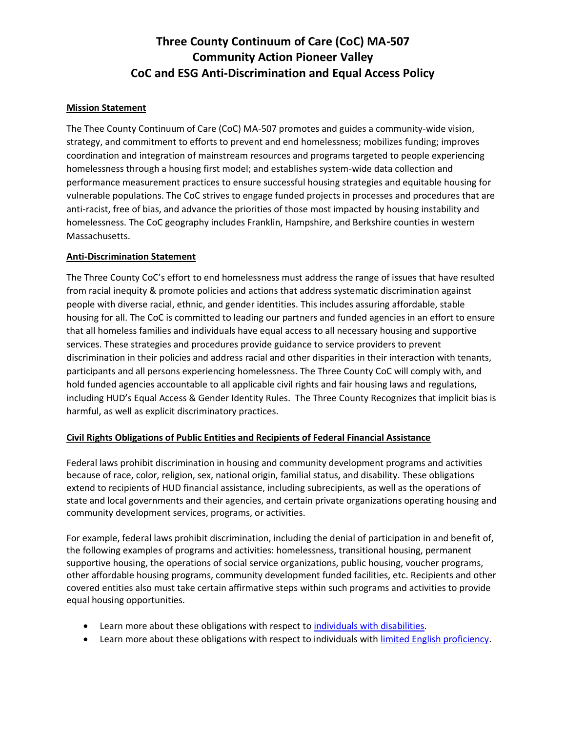# Three County Continuum of Care (CoC) MA-507
# Community Action Pioneer Valley
# CoC and ESG Anti-Discrimination and Equal Access Policy

**Mission Statement**

The Thee County Continuum of Care (CoC) MA-507 promotes and guides a community-wide vision, strategy, and commitment to efforts to prevent and end homelessness; mobilizes funding; improves coordination and integration of mainstream resources and programs targeted to people experiencing homelessness through a housing first model; and establishes system-wide data collection and performance measurement practices to ensure successful housing strategies and equitable housing for vulnerable populations. The CoC strives to engage funded projects in processes and procedures that are anti-racist, free of bias, and advance the priorities of those most impacted by housing instability and homelessness. The CoC geography includes Franklin, Hampshire, and Berkshire counties in western Massachusetts.

**Anti-Discrimination Statement**

The Three County CoC's effort to end homelessness must address the range of issues that have resulted from racial inequity & promote policies and actions that address systematic discrimination against people with diverse racial, ethnic, and gender identities. This includes assuring affordable, stable housing for all. The CoC is committed to leading our partners and funded agencies in an effort to ensure that all homeless families and individuals have equal access to all necessary housing and supportive services. These strategies and procedures provide guidance to service providers to prevent discrimination in their policies and address racial and other disparities in their interaction with tenants, participants and all persons experiencing homelessness. The Three County CoC will comply with, and hold funded agencies accountable to all applicable civil rights and fair housing laws and regulations, including HUD's Equal Access & Gender Identity Rules. The Three County Recognizes that implicit bias is harmful, as well as explicit discriminatory practices.

**Civil Rights Obligations of Public Entities and Recipients of Federal Financial Assistance**

Federal laws prohibit discrimination in housing and community development programs and activities because of race, color, religion, sex, national origin, familial status, and disability. These obligations extend to recipients of HUD financial assistance, including subrecipients, as well as the operations of state and local governments and their agencies, and certain private organizations operating housing and community development services, programs, or activities.

For example, federal laws prohibit discrimination, including the denial of participation in and benefit of, the following examples of programs and activities: homelessness, transitional housing, permanent supportive housing, the operations of social service organizations, public housing, voucher programs, other affordable housing programs, community development funded facilities, etc. Recipients and other covered entities also must take certain affirmative steps within such programs and activities to provide equal housing opportunities.

- Learn more about these obligations with respect to individuals with disabilities.
- Learn more about these obligations with respect to individuals with limited English proficiency.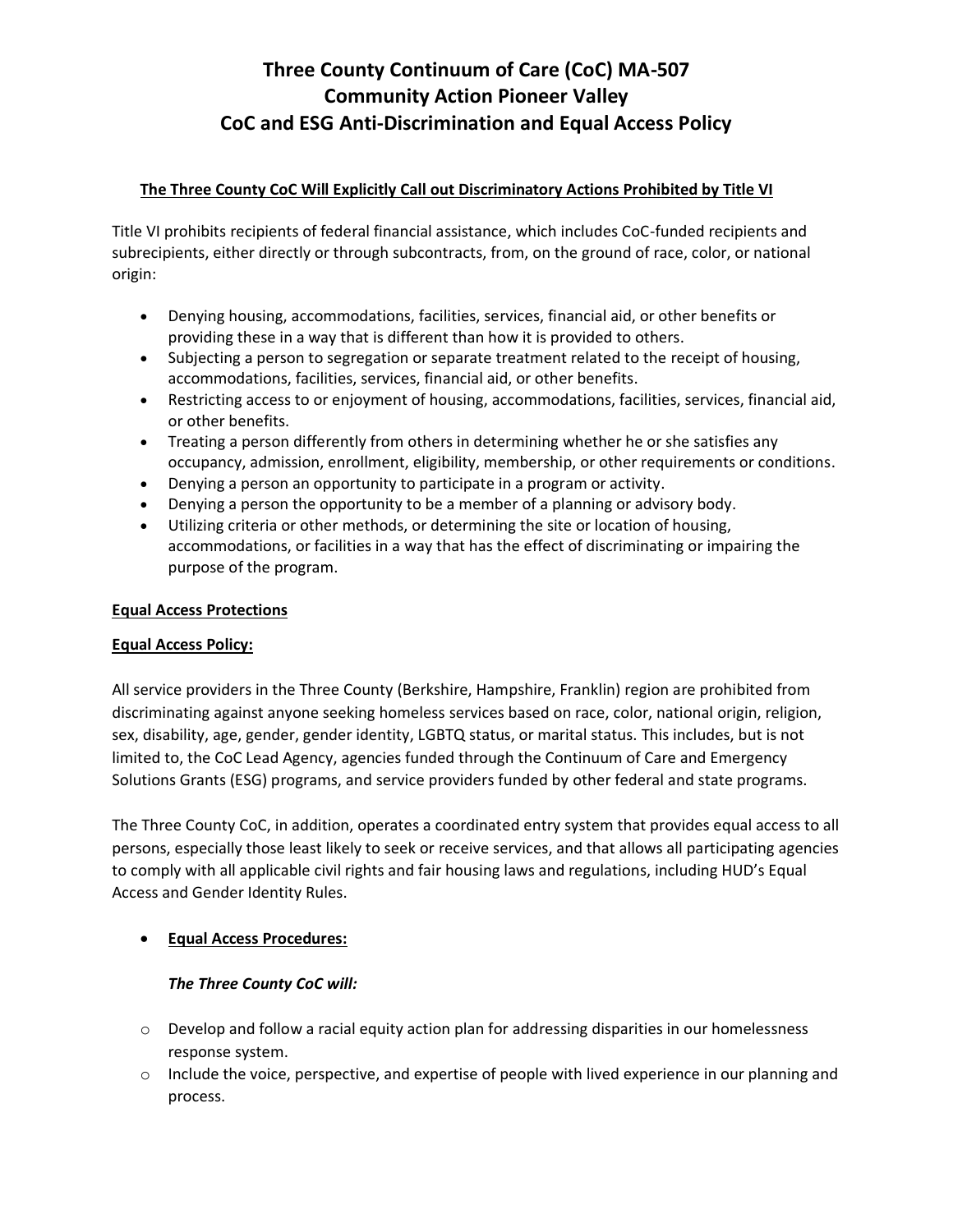# Three County Continuum of Care (CoC) MA-507
# Community Action Pioneer Valley
# CoC and ESG Anti-Discrimination and Equal Access Policy

**The Three County CoC Will Explicitly Call out Discriminatory Actions Prohibited by Title VI**

Title VI prohibits recipients of federal financial assistance, which includes CoC-funded recipients and subrecipients, either directly or through subcontracts, from, on the ground of race, color, or national origin:

- Denying housing, accommodations, facilities, services, financial aid, or other benefits or providing these in a way that is different than how it is provided to others.
- Subjecting a person to segregation or separate treatment related to the receipt of housing, accommodations, facilities, services, financial aid, or other benefits.
- Restricting access to or enjoyment of housing, accommodations, facilities, services, financial aid, or other benefits.
- Treating a person differently from others in determining whether he or she satisfies any occupancy, admission, enrollment, eligibility, membership, or other requirements or conditions.
- Denying a person an opportunity to participate in a program or activity.
- Denying a person the opportunity to be a member of a planning or advisory body.
- Utilizing criteria or other methods, or determining the site or location of housing, accommodations, or facilities in a way that has the effect of discriminating or impairing the purpose of the program.

**Equal Access Protections**

**Equal Access Policy:**

All service providers in the Three County (Berkshire, Hampshire, Franklin) region are prohibited from discriminating against anyone seeking homeless services based on race, color, national origin, religion, sex, disability, age, gender, gender identity, LGBTQ status, or marital status. This includes, but is not limited to, the CoC Lead Agency, agencies funded through the Continuum of Care and Emergency Solutions Grants (ESG) programs, and service providers funded by other federal and state programs.

The Three County CoC, in addition, operates a coordinated entry system that provides equal access to all persons, especially those least likely to seek or receive services, and that allows all participating agencies to comply with all applicable civil rights and fair housing laws and regulations, including HUD's Equal Access and Gender Identity Rules.

- **Equal Access Procedures:**

  ***The Three County CoC will:***

  - Develop and follow a racial equity action plan for addressing disparities in our homelessness response system.
  - Include the voice, perspective, and expertise of people with lived experience in our planning and process.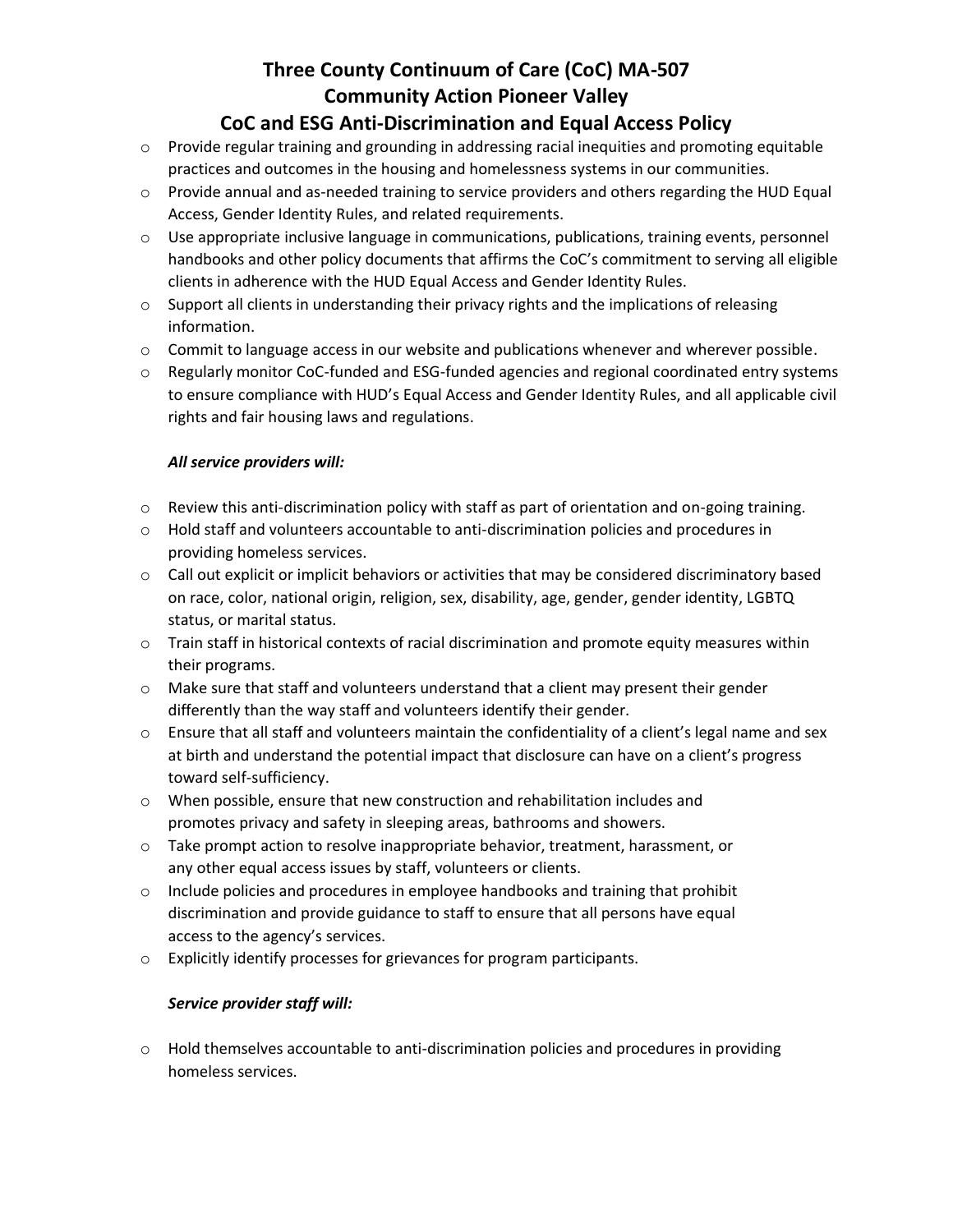# Three County Continuum of Care (CoC) MA-507
# Community Action Pioneer Valley
# CoC and ESG Anti-Discrimination and Equal Access Policy

- Provide regular training and grounding in addressing racial inequities and promoting equitable practices and outcomes in the housing and homelessness systems in our communities.
- Provide annual and as-needed training to service providers and others regarding the HUD Equal Access, Gender Identity Rules, and related requirements.
- Use appropriate inclusive language in communications, publications, training events, personnel handbooks and other policy documents that affirms the CoC's commitment to serving all eligible clients in adherence with the HUD Equal Access and Gender Identity Rules.
- Support all clients in understanding their privacy rights and the implications of releasing information.
- Commit to language access in our website and publications whenever and wherever possible.
- Regularly monitor CoC-funded and ESG-funded agencies and regional coordinated entry systems to ensure compliance with HUD's Equal Access and Gender Identity Rules, and all applicable civil rights and fair housing laws and regulations.

***All service providers will:***

- Review this anti-discrimination policy with staff as part of orientation and on-going training.
- Hold staff and volunteers accountable to anti-discrimination policies and procedures in providing homeless services.
- Call out explicit or implicit behaviors or activities that may be considered discriminatory based on race, color, national origin, religion, sex, disability, age, gender, gender identity, LGBTQ status, or marital status.
- Train staff in historical contexts of racial discrimination and promote equity measures within their programs.
- Make sure that staff and volunteers understand that a client may present their gender differently than the way staff and volunteers identify their gender.
- Ensure that all staff and volunteers maintain the confidentiality of a client's legal name and sex at birth and understand the potential impact that disclosure can have on a client's progress toward self-sufficiency.
- When possible, ensure that new construction and rehabilitation includes and promotes privacy and safety in sleeping areas, bathrooms and showers.
- Take prompt action to resolve inappropriate behavior, treatment, harassment, or any other equal access issues by staff, volunteers or clients.
- Include policies and procedures in employee handbooks and training that prohibit discrimination and provide guidance to staff to ensure that all persons have equal access to the agency's services.
- Explicitly identify processes for grievances for program participants.

***Service provider staff will:***

- Hold themselves accountable to anti-discrimination policies and procedures in providing homeless services.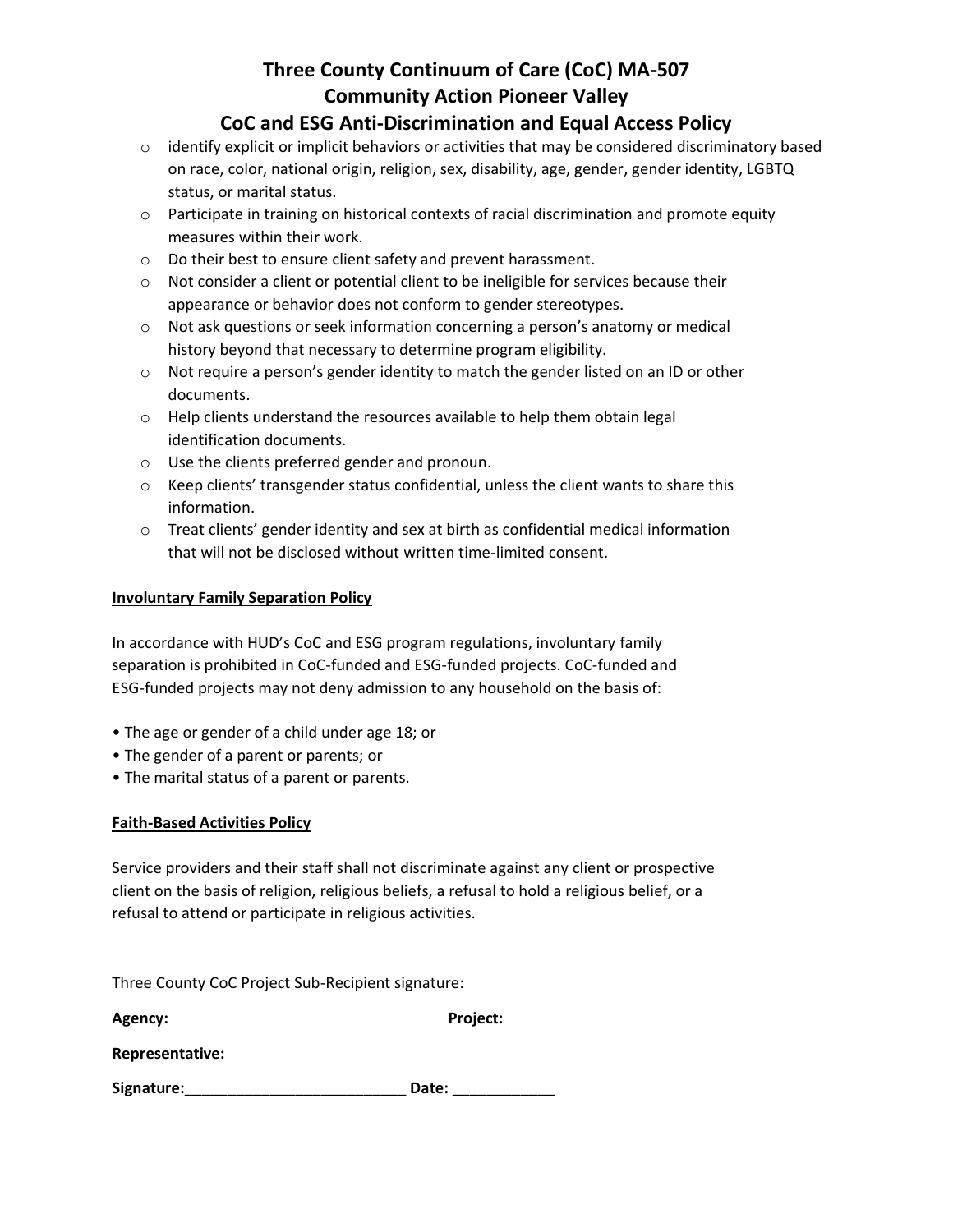# Three County Continuum of Care (CoC) MA-507
# Community Action Pioneer Valley
# CoC and ESG Anti-Discrimination and Equal Access Policy

- identify explicit or implicit behaviors or activities that may be considered discriminatory based on race, color, national origin, religion, sex, disability, age, gender, gender identity, LGBTQ status, or marital status.
- Participate in training on historical contexts of racial discrimination and promote equity measures within their work.
- Do their best to ensure client safety and prevent harassment.
- Not consider a client or potential client to be ineligible for services because their appearance or behavior does not conform to gender stereotypes.
- Not ask questions or seek information concerning a person's anatomy or medical history beyond that necessary to determine program eligibility.
- Not require a person's gender identity to match the gender listed on an ID or other documents.
- Help clients understand the resources available to help them obtain legal identification documents.
- Use the clients preferred gender and pronoun.
- Keep clients' transgender status confidential, unless the client wants to share this information.
- Treat clients' gender identity and sex at birth as confidential medical information that will not be disclosed without written time-limited consent.

**Involuntary Family Separation Policy**

In accordance with HUD's CoC and ESG program regulations, involuntary family separation is prohibited in CoC-funded and ESG-funded projects. CoC-funded and ESG-funded projects may not deny admission to any household on the basis of:

- The age or gender of a child under age 18; or
- The gender of a parent or parents; or
- The marital status of a parent or parents.

**Faith-Based Activities Policy**

Service providers and their staff shall not discriminate against any client or prospective client on the basis of religion, religious beliefs, a refusal to hold a religious belief, or a refusal to attend or participate in religious activities.

Three County CoC Project Sub-Recipient signature:

**Agency:** **Project:**

**Representative:**

**Signature:**__________________________ **Date:** ____________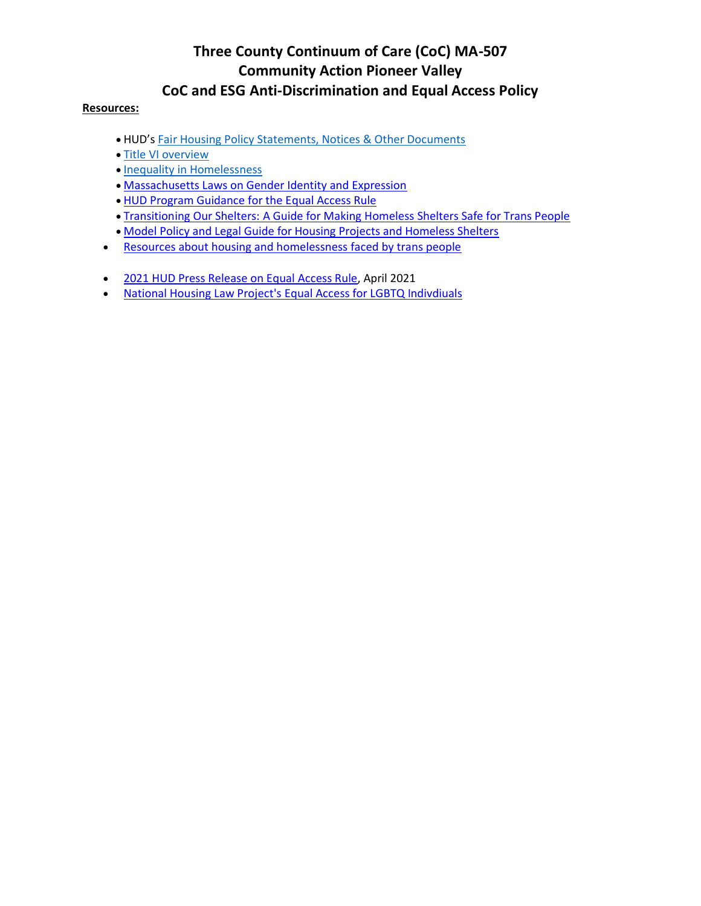# Three County Continuum of Care (CoC) MA-507
# Community Action Pioneer Valley
# CoC and ESG Anti-Discrimination and Equal Access Policy

**Resources:**

- HUD's Fair Housing Policy Statements, Notices & Other Documents
- Title VI overview
- Inequality in Homelessness
- Massachusetts Laws on Gender Identity and Expression
- HUD Program Guidance for the Equal Access Rule
- Transitioning Our Shelters: A Guide for Making Homeless Shelters Safe for Trans People
- Model Policy and Legal Guide for Housing Projects and Homeless Shelters
- Resources about housing and homelessness faced by trans people

- 2021 HUD Press Release on Equal Access Rule, April 2021
- National Housing Law Project's Equal Access for LGBTQ Indivdiuals